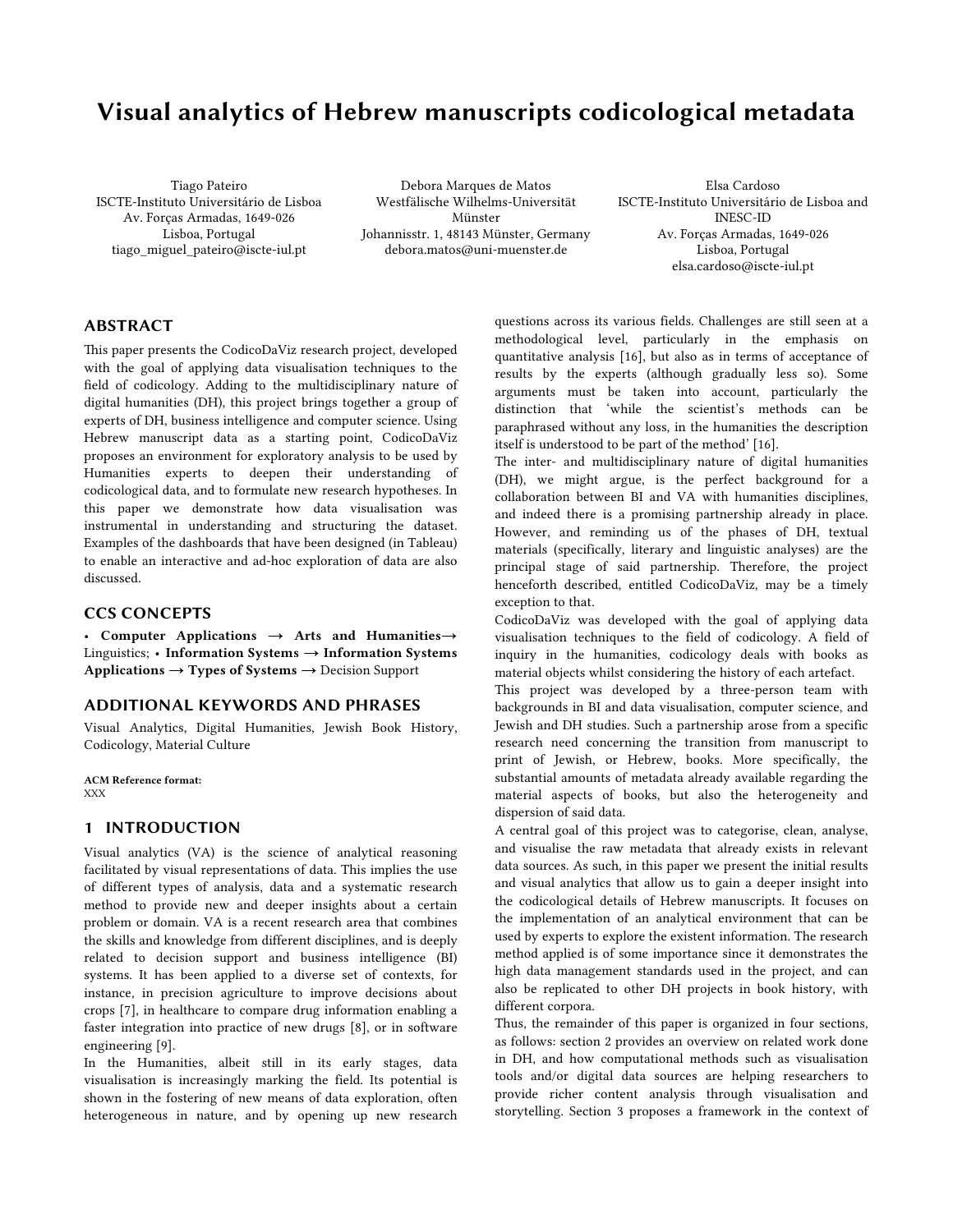# Visual analytics of Hebrew manuscripts codicological metadata

Tiago Pateiro
ISCTE-Instituto Universitário de Lisboa
Av. Forças Armadas, 1649-026
Lisboa, Portugal
tiago_miguel_pateiro@iscte-iul.pt

Debora Marques de Matos
Westfälische Wilhelms-Universität Münster
Johannisstr. 1, 48143 Münster, Germany
debora.matos@uni-muenster.de

Elsa Cardoso
ISCTE-Instituto Universitário de Lisboa and INESC-ID
Av. Forças Armadas, 1649-026
Lisboa, Portugal
elsa.cardoso@iscte-iul.pt

## ABSTRACT

This paper presents the CodicoDaViz research project, developed with the goal of applying data visualisation techniques to the field of codicology. Adding to the multidisciplinary nature of digital humanities (DH), this project brings together a group of experts of DH, business intelligence and computer science. Using Hebrew manuscript data as a starting point, CodicoDaViz proposes an environment for exploratory analysis to be used by Humanities experts to deepen their understanding of codicological data, and to formulate new research hypotheses. In this paper we demonstrate how data visualisation was instrumental in understanding and structuring the dataset. Examples of the dashboards that have been designed (in Tableau) to enable an interactive and ad-hoc exploration of data are also discussed.

## CCS CONCEPTS

• **Computer Applications → Arts and Humanities→** Linguistics; • **Information Systems → Information Systems Applications → Types of Systems →** Decision Support

## ADDITIONAL KEYWORDS AND PHRASES

Visual Analytics, Digital Humanities, Jewish Book History, Codicology, Material Culture

**ACM Reference format:**
XXX

## 1 INTRODUCTION

Visual analytics (VA) is the science of analytical reasoning facilitated by visual representations of data. This implies the use of different types of analysis, data and a systematic research method to provide new and deeper insights about a certain problem or domain. VA is a recent research area that combines the skills and knowledge from different disciplines, and is deeply related to decision support and business intelligence (BI) systems. It has been applied to a diverse set of contexts, for instance, in precision agriculture to improve decisions about crops [7], in healthcare to compare drug information enabling a faster integration into practice of new drugs [8], or in software engineering [9].

In the Humanities, albeit still in its early stages, data visualisation is increasingly marking the field. Its potential is shown in the fostering of new means of data exploration, often heterogeneous in nature, and by opening up new research questions across its various fields. Challenges are still seen at a methodological level, particularly in the emphasis on quantitative analysis [16], but also as in terms of acceptance of results by the experts (although gradually less so). Some arguments must be taken into account, particularly the distinction that 'while the scientist's methods can be paraphrased without any loss, in the humanities the description itself is understood to be part of the method' [16].

The inter- and multidisciplinary nature of digital humanities (DH), we might argue, is the perfect background for a collaboration between BI and VA with humanities disciplines, and indeed there is a promising partnership already in place. However, and reminding us of the phases of DH, textual materials (specifically, literary and linguistic analyses) are the principal stage of said partnership. Therefore, the project henceforth described, entitled CodicoDaViz, may be a timely exception to that.

CodicoDaViz was developed with the goal of applying data visualisation techniques to the field of codicology. A field of inquiry in the humanities, codicology deals with books as material objects whilst considering the history of each artefact.

This project was developed by a three-person team with backgrounds in BI and data visualisation, computer science, and Jewish and DH studies. Such a partnership arose from a specific research need concerning the transition from manuscript to print of Jewish, or Hebrew, books. More specifically, the substantial amounts of metadata already available regarding the material aspects of books, but also the heterogeneity and dispersion of said data.

A central goal of this project was to categorise, clean, analyse, and visualise the raw metadata that already exists in relevant data sources. As such, in this paper we present the initial results and visual analytics that allow us to gain a deeper insight into the codicological details of Hebrew manuscripts. It focuses on the implementation of an analytical environment that can be used by experts to explore the existent information. The research method applied is of some importance since it demonstrates the high data management standards used in the project, and can also be replicated to other DH projects in book history, with different corpora.

Thus, the remainder of this paper is organized in four sections, as follows: section 2 provides an overview on related work done in DH, and how computational methods such as visualisation tools and/or digital data sources are helping researchers to provide richer content analysis through visualisation and storytelling. Section 3 proposes a framework in the context of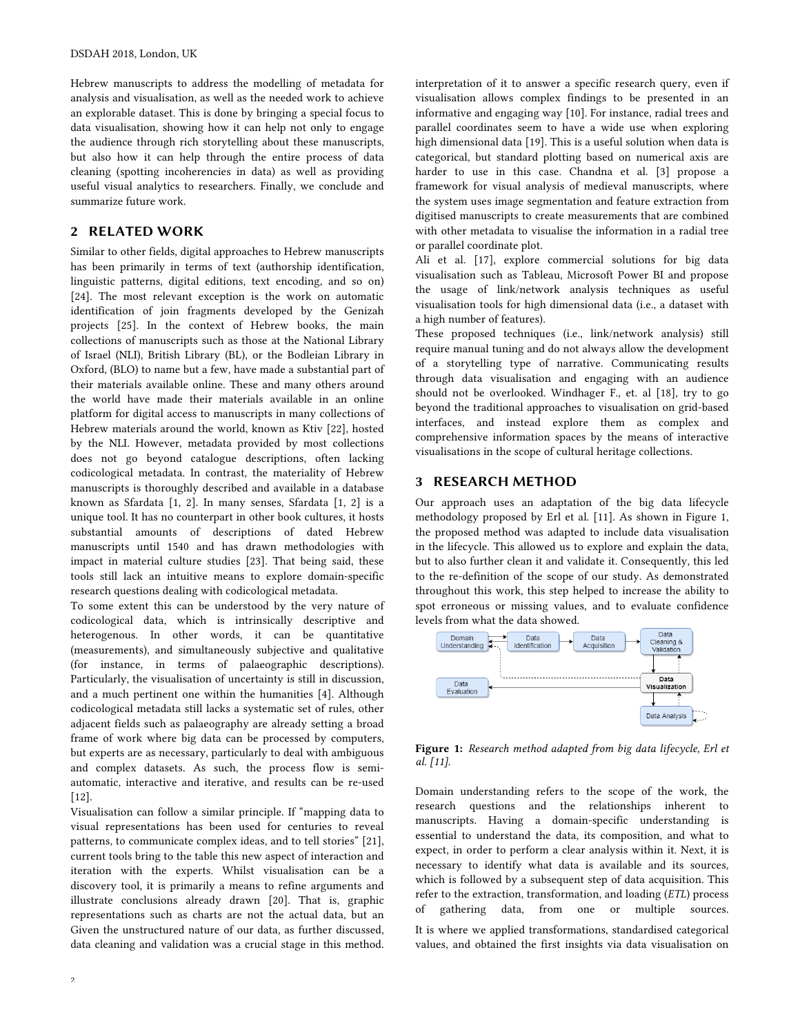Hebrew manuscripts to address the modelling of metadata for analysis and visualisation, as well as the needed work to achieve an explorable dataset. This is done by bringing a special focus to data visualisation, showing how it can help not only to engage the audience through rich storytelling about these manuscripts, but also how it can help through the entire process of data cleaning (spotting incoherencies in data) as well as providing useful visual analytics to researchers. Finally, we conclude and summarize future work.

## 2 RELATED WORK

Similar to other fields, digital approaches to Hebrew manuscripts has been primarily in terms of text (authorship identification, linguistic patterns, digital editions, text encoding, and so on) [24]. The most relevant exception is the work on automatic identification of join fragments developed by the Genizah projects [25]. In the context of Hebrew books, the main collections of manuscripts such as those at the National Library of Israel (NLI), British Library (BL), or the Bodleian Library in Oxford, (BLO) to name but a few, have made a substantial part of their materials available online. These and many others around the world have made their materials available in an online platform for digital access to manuscripts in many collections of Hebrew materials around the world, known as Ktiv [22], hosted by the NLI. However, metadata provided by most collections does not go beyond catalogue descriptions, often lacking codicological metadata. In contrast, the materiality of Hebrew manuscripts is thoroughly described and available in a database known as Sfardata [1, 2]. In many senses, Sfardata [1, 2] is a unique tool. It has no counterpart in other book cultures, it hosts substantial amounts of descriptions of dated Hebrew manuscripts until 1540 and has drawn methodologies with impact in material culture studies [23]. That being said, these tools still lack an intuitive means to explore domain-specific research questions dealing with codicological metadata.

To some extent this can be understood by the very nature of codicological data, which is intrinsically descriptive and heterogenous. In other words, it can be quantitative (measurements), and simultaneously subjective and qualitative (for instance, in terms of palaeographic descriptions). Particularly, the visualisation of uncertainty is still in discussion, and a much pertinent one within the humanities [4]. Although codicological metadata still lacks a systematic set of rules, other adjacent fields such as palaeography are already setting a broad frame of work where big data can be processed by computers, but experts are as necessary, particularly to deal with ambiguous and complex datasets. As such, the process flow is semi-automatic, interactive and iterative, and results can be re-used [12].

Visualisation can follow a similar principle. If "mapping data to visual representations has been used for centuries to reveal patterns, to communicate complex ideas, and to tell stories" [21], current tools bring to the table this new aspect of interaction and iteration with the experts. Whilst visualisation can be a discovery tool, it is primarily a means to refine arguments and illustrate conclusions already drawn [20]. That is, graphic representations such as charts are not the actual data, but an interpretation of it to answer a specific research query, even if visualisation allows complex findings to be presented in an informative and engaging way [10]. For instance, radial trees and parallel coordinates seem to have a wide use when exploring high dimensional data [19]. This is a useful solution when data is categorical, but standard plotting based on numerical axis are harder to use in this case. Chandna et al. [3] propose a framework for visual analysis of medieval manuscripts, where the system uses image segmentation and feature extraction from digitised manuscripts to create measurements that are combined with other metadata to visualise the information in a radial tree or parallel coordinate plot.

Ali et al. [17], explore commercial solutions for big data visualisation such as Tableau, Microsoft Power BI and propose the usage of link/network analysis techniques as useful visualisation tools for high dimensional data (i.e., a dataset with a high number of features).

These proposed techniques (i.e., link/network analysis) still require manual tuning and do not always allow the development of a storytelling type of narrative. Communicating results through data visualisation and engaging with an audience should not be overlooked. Windhager F., et. al [18], try to go beyond the traditional approaches to visualisation on grid-based interfaces, and instead explore them as complex and comprehensive information spaces by the means of interactive visualisations in the scope of cultural heritage collections.

## 3 RESEARCH METHOD

Our approach uses an adaptation of the big data lifecycle methodology proposed by Erl et al. [11]. As shown in Figure 1, the proposed method was adapted to include data visualisation in the lifecycle. This allowed us to explore and explain the data, but to also further clean it and validate it. Consequently, this led to the re-definition of the scope of our study. As demonstrated throughout this work, this step helped to increase the ability to spot erroneous or missing values, and to evaluate confidence levels from what the data showed.

**Figure 1:** *Research method adapted from big data lifecycle, Erl et al. [11].*

Domain understanding refers to the scope of the work, the research questions and the relationships inherent to manuscripts. Having a domain-specific understanding is essential to understand the data, its composition, and what to expect, in order to perform a clear analysis within it. Next, it is necessary to identify what data is available and its sources, which is followed by a subsequent step of data acquisition. This refer to the extraction, transformation, and loading (*ETL*) process of gathering data, from one or multiple sources.

Given the unstructured nature of our data, as further discussed, data cleaning and validation was a crucial stage in this method. It is where we applied transformations, standardised categorical values, and obtained the first insights via data visualisation on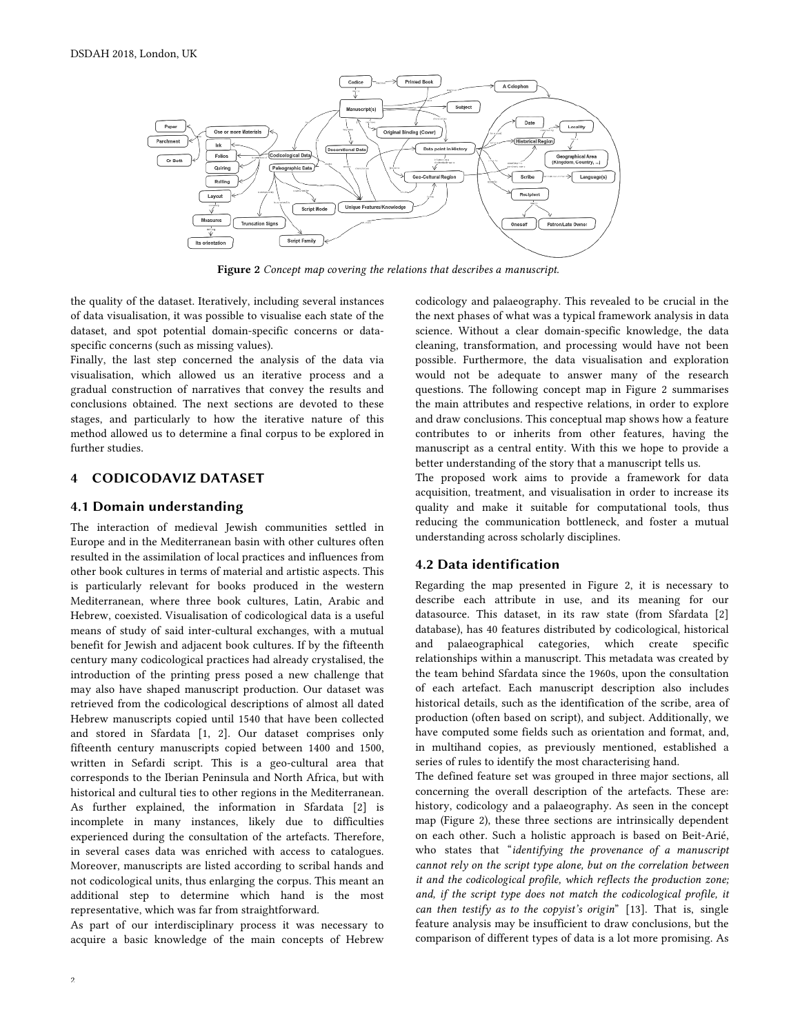**Figure 2** *Concept map covering the relations that describes a manuscript.*

the quality of the dataset. Iteratively, including several instances of data visualisation, it was possible to visualise each state of the dataset, and spot potential domain-specific concerns or data-specific concerns (such as missing values).

Finally, the last step concerned the analysis of the data via visualisation, which allowed us an iterative process and a gradual construction of narratives that convey the results and conclusions obtained. The next sections are devoted to these stages, and particularly to how the iterative nature of this method allowed us to determine a final corpus to be explored in further studies.

## 4 CODICODAVIZ DATASET

### 4.1 Domain understanding

The interaction of medieval Jewish communities settled in Europe and in the Mediterranean basin with other cultures often resulted in the assimilation of local practices and influences from other book cultures in terms of material and artistic aspects. This is particularly relevant for books produced in the western Mediterranean, where three book cultures, Latin, Arabic and Hebrew, coexisted. Visualisation of codicological data is a useful means of study of said inter-cultural exchanges, with a mutual benefit for Jewish and adjacent book cultures. If by the fifteenth century many codicological practices had already crystalised, the introduction of the printing press posed a new challenge that may also have shaped manuscript production. Our dataset was retrieved from the codicological descriptions of almost all dated Hebrew manuscripts copied until 1540 that have been collected and stored in Sfardata [1, 2]. Our dataset comprises only fifteenth century manuscripts copied between 1400 and 1500, written in Sefardi script. This is a geo-cultural area that corresponds to the Iberian Peninsula and North Africa, but with historical and cultural ties to other regions in the Mediterranean. As further explained, the information in Sfardata [2] is incomplete in many instances, likely due to difficulties experienced during the consultation of the artefacts. Therefore, in several cases data was enriched with access to catalogues. Moreover, manuscripts are listed according to scribal hands and not codicological units, thus enlarging the corpus. This meant an additional step to determine which hand is the most representative, which was far from straightforward.

As part of our interdisciplinary process it was necessary to acquire a basic knowledge of the main concepts of Hebrew codicology and palaeography. This revealed to be crucial in the the next phases of what was a typical framework analysis in data science. Without a clear domain-specific knowledge, the data cleaning, transformation, and processing would have not been possible. Furthermore, the data visualisation and exploration would not be adequate to answer many of the research questions. The following concept map in Figure 2 summarises the main attributes and respective relations, in order to explore and draw conclusions. This conceptual map shows how a feature contributes to or inherits from other features, having the manuscript as a central entity. With this we hope to provide a better understanding of the story that a manuscript tells us.

The proposed work aims to provide a framework for data acquisition, treatment, and visualisation in order to increase its quality and make it suitable for computational tools, thus reducing the communication bottleneck, and foster a mutual understanding across scholarly disciplines.

### 4.2 Data identification

Regarding the map presented in Figure 2, it is necessary to describe each attribute in use, and its meaning for our datasource. This dataset, in its raw state (from Sfardata [2] database), has 40 features distributed by codicological, historical and palaeographical categories, which create specific relationships within a manuscript. This metadata was created by the team behind Sfardata since the 1960s, upon the consultation of each artefact. Each manuscript description also includes historical details, such as the identification of the scribe, area of production (often based on script), and subject. Additionally, we have computed some fields such as orientation and format, and, in multihand copies, as previously mentioned, established a series of rules to identify the most characterising hand.

The defined feature set was grouped in three major sections, all concerning the overall description of the artefacts. These are: history, codicology and a palaeography. As seen in the concept map (Figure 2), these three sections are intrinsically dependent on each other. Such a holistic approach is based on Beit-Arié, who states that "*identifying the provenance of a manuscript cannot rely on the script type alone, but on the correlation between it and the codicological profile, which reflects the production zone; and, if the script type does not match the codicological profile, it can then testify as to the copyist's origin*" [13]. That is, single feature analysis may be insufficient to draw conclusions, but the comparison of different types of data is a lot more promising. As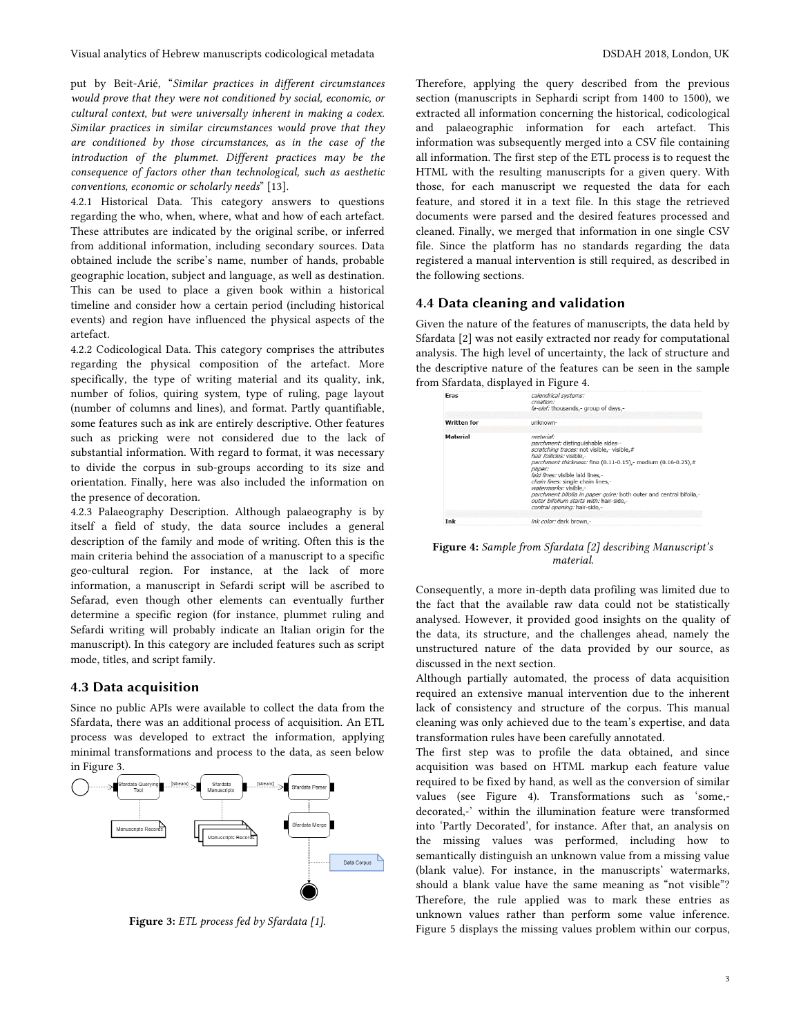put by Beit-Arié, "*Similar practices in different circumstances would prove that they were not conditioned by social, economic, or cultural context, but were universally inherent in making a codex. Similar practices in similar circumstances would prove that they are conditioned by those circumstances, as in the case of the introduction of the plummet. Different practices may be the consequence of factors other than technological, such as aesthetic conventions, economic or scholarly needs*" [13].

4.2.1 Historical Data. This category answers to questions regarding the who, when, where, what and how of each artefact. These attributes are indicated by the original scribe, or inferred from additional information, including secondary sources. Data obtained include the scribe's name, number of hands, probable geographic location, subject and language, as well as destination. This can be used to place a given book within a historical timeline and consider how a certain period (including historical events) and region have influenced the physical aspects of the artefact.

4.2.2 Codicological Data. This category comprises the attributes regarding the physical composition of the artefact. More specifically, the type of writing material and its quality, ink, number of folios, quiring system, type of ruling, page layout (number of columns and lines), and format. Partly quantifiable, some features such as ink are entirely descriptive. Other features such as pricking were not considered due to the lack of substantial information. With regard to format, it was necessary to divide the corpus in sub-groups according to its size and orientation. Finally, here was also included the information on the presence of decoration.

4.2.3 Palaeography Description. Although palaeography is by itself a field of study, the data source includes a general description of the family and mode of writing. Often this is the main criteria behind the association of a manuscript to a specific geo-cultural region. For instance, at the lack of more information, a manuscript in Sefardi script will be ascribed to Sefarad, even though other elements can eventually further determine a specific region (for instance, plummet ruling and Sefardi writing will probably indicate an Italian origin for the manuscript). In this category are included features such as script mode, titles, and script family.

### 4.3 Data acquisition

Since no public APIs were available to collect the data from the Sfardata, there was an additional process of acquisition. An ETL process was developed to extract the information, applying minimal transformations and process to the data, as seen below in Figure 3.

Figure 3: *ETL process fed by Sfardata [1].*

Therefore, applying the query described from the previous section (manuscripts in Sephardi script from 1400 to 1500), we extracted all information concerning the historical, codicological and palaeographic information for each artefact. This information was subsequently merged into a CSV file containing all information. The first step of the ETL process is to request the HTML with the resulting manuscripts for a given query. With those, for each manuscript we requested the data for each feature, and stored it in a text file. In this stage the retrieved documents were parsed and the desired features processed and cleaned. Finally, we merged that information in one single CSV file. Since the platform has no standards regarding the data registered a manual intervention is still required, as described in the following sections.

### 4.4 Data cleaning and validation

Given the nature of the features of manuscripts, the data held by Sfardata [2] was not easily extracted nor ready for computational analysis. The high level of uncertainty, the lack of structure and the descriptive nature of the features can be seen in the sample from Sfardata, displayed in Figure 4.

Figure 4: *Sample from Sfardata [2] describing Manuscript's material.*

Consequently, a more in-depth data profiling was limited due to the fact that the available raw data could not be statistically analysed. However, it provided good insights on the quality of the data, its structure, and the challenges ahead, namely the unstructured nature of the data provided by our source, as discussed in the next section.

Although partially automated, the process of data acquisition required an extensive manual intervention due to the inherent lack of consistency and structure of the corpus. This manual cleaning was only achieved due to the team's expertise, and data transformation rules have been carefully annotated.

The first step was to profile the data obtained, and since acquisition was based on HTML markup each feature value required to be fixed by hand, as well as the conversion of similar values (see Figure 4). Transformations such as 'some,-decorated,-' within the illumination feature were transformed into 'Partly Decorated', for instance. After that, an analysis on the missing values was performed, including how to semantically distinguish an unknown value from a missing value (blank value). For instance, in the manuscripts' watermarks, should a blank value have the same meaning as "not visible"? Therefore, the rule applied was to mark these entries as unknown values rather than perform some value inference. Figure 5 displays the missing values problem within our corpus,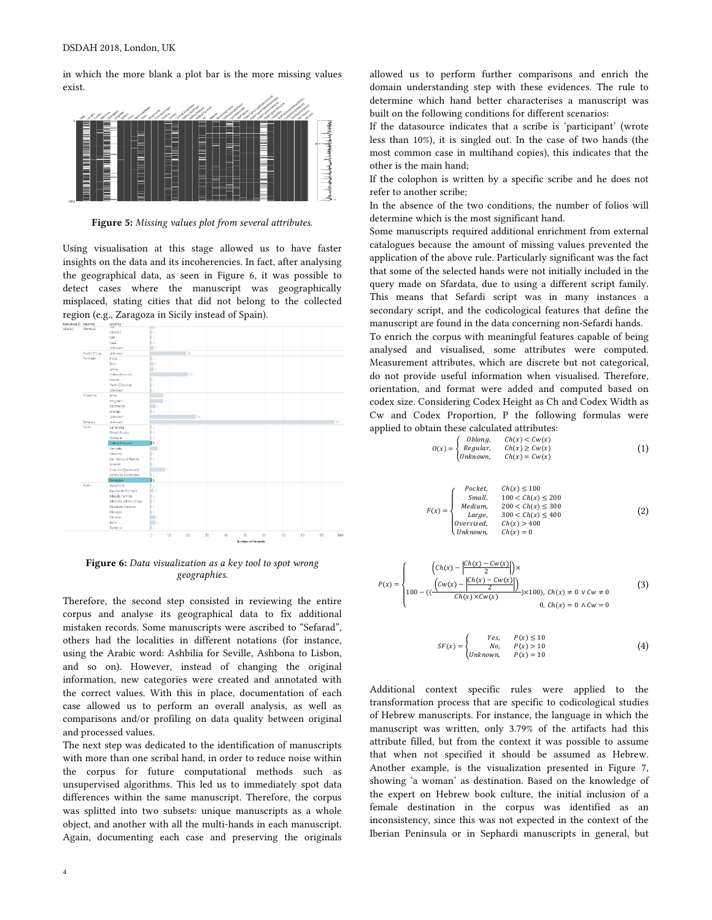in which the more blank a plot bar is the more missing values exist.

**Figure 5:** *Missing values plot from several attributes.*

Using visualisation at this stage allowed us to have faster insights on the data and its incoherencies. In fact, after analysing the geographical data, as seen in Figure 6, it was possible to detect cases where the manuscript was geographically misplaced, stating cities that did not belong to the collected region (e.g., Zaragoza in Sicily instead of Spain).

**Figure 6:** *Data visualization as a key tool to spot wrong geographies.*

Therefore, the second step consisted in reviewing the entire corpus and analyse its geographical data to fix additional mistaken records. Some manuscripts were ascribed to "Sefarad", others had the localities in different notations (for instance, using the Arabic word: Ashbilia for Seville, Ashbona to Lisbon, and so on). However, instead of changing the original information, new categories were created and annotated with the correct values. With this in place, documentation of each case allowed us to perform an overall analysis, as well as comparisons and/or profiling on data quality between original and processed values.

The next step was dedicated to the identification of manuscripts with more than one scribal hand, in order to reduce noise within the corpus for future computational methods such as unsupervised algorithms. This led us to immediately spot data differences within the same manuscript. Therefore, the corpus was splitted into two subsets: unique manuscripts as a whole object, and another with all the multi-hands in each manuscript. Again, documenting each case and preserving the originals allowed us to perform further comparisons and enrich the domain understanding step with these evidences. The rule to determine which hand better characterises a manuscript was built on the following conditions for different scenarios:

If the datasource indicates that a scribe is 'participant' (wrote less than 10%), it is singled out. In the case of two hands (the most common case in multihand copies), this indicates that the other is the main hand;

If the colophon is written by a specific scribe and he does not refer to another scribe;

In the absence of the two conditions, the number of folios will determine which is the most significant hand.

Some manuscripts required additional enrichment from external catalogues because the amount of missing values prevented the application of the above rule. Particularly significant was the fact that some of the selected hands were not initially included in the query made on Sfardata, due to using a different script family. This means that Sefardi script was in many instances a secondary script, and the codicological features that define the manuscript are found in the data concerning non-Sefardi hands.

To enrich the corpus with meaningful features capable of being analysed and visualised, some attributes were computed. Measurement attributes, which are discrete but not categorical, do not provide useful information when visualised. Therefore, orientation, and format were added and computed based on codex size. Considering Codex Height as Ch and Codex Width as Cw and Codex Proportion, P the following formulas were applied to obtain these calculated attributes:

$$O(x) = \begin{cases} Oblong, & Ch(x) < Cw(x) \\ Regular, & Ch(x) \geq Cw(x) \\ Unknown, & Ch(x) = Cw(x) \end{cases} \tag{1}$$

$$F(x) = \begin{cases} Pocket, & Ch(x) \leq 100 \\ Small, & 100 < Ch(x) \leq 200 \\ Medium, & 200 < Ch(x) \leq 300 \\ Large, & 300 < Ch(x) \leq 400 \\ Oversized, & Ch(x) > 400 \\ Unknown, & Ch(x) = 0 \end{cases} \tag{2}$$

$$P(x) = \begin{cases} 100 - \left(\left(\dfrac{\left(Ch(x) - \left|\dfrac{Ch(x) - Cw(x)}{2}\right|\right) \times \left(Cw(x) - \left|\dfrac{Ch(x) - Cw(x)}{2}\right|\right)}{Ch(x) \times Cw(x)}\right) \times 100\right), & Ch(x) \neq 0 \lor Cw \neq 0 \\ 0, & Ch(x) = 0 \land Cw = 0 \end{cases} \tag{3}$$

$$SF(x) = \begin{cases} Yes, & P(x) \leq 10 \\ No, & P(x) > 10 \\ Unknown, & P(x) = 10 \end{cases} \tag{4}$$

Additional context specific rules were applied to the transformation process that are specific to codicological studies of Hebrew manuscripts. For instance, the language in which the manuscript was written, only 3.79% of the artifacts had this attribute filled, but from the context it was possible to assume that when not specified it should be assumed as Hebrew. Another example, is the visualization presented in Figure 7, showing 'a woman' as destination. Based on the knowledge of the expert on Hebrew book culture, the initial inclusion of a female destination in the corpus was identified as an inconsistency, since this was not expected in the context of the Iberian Peninsula or in Sephardi manuscripts in general, but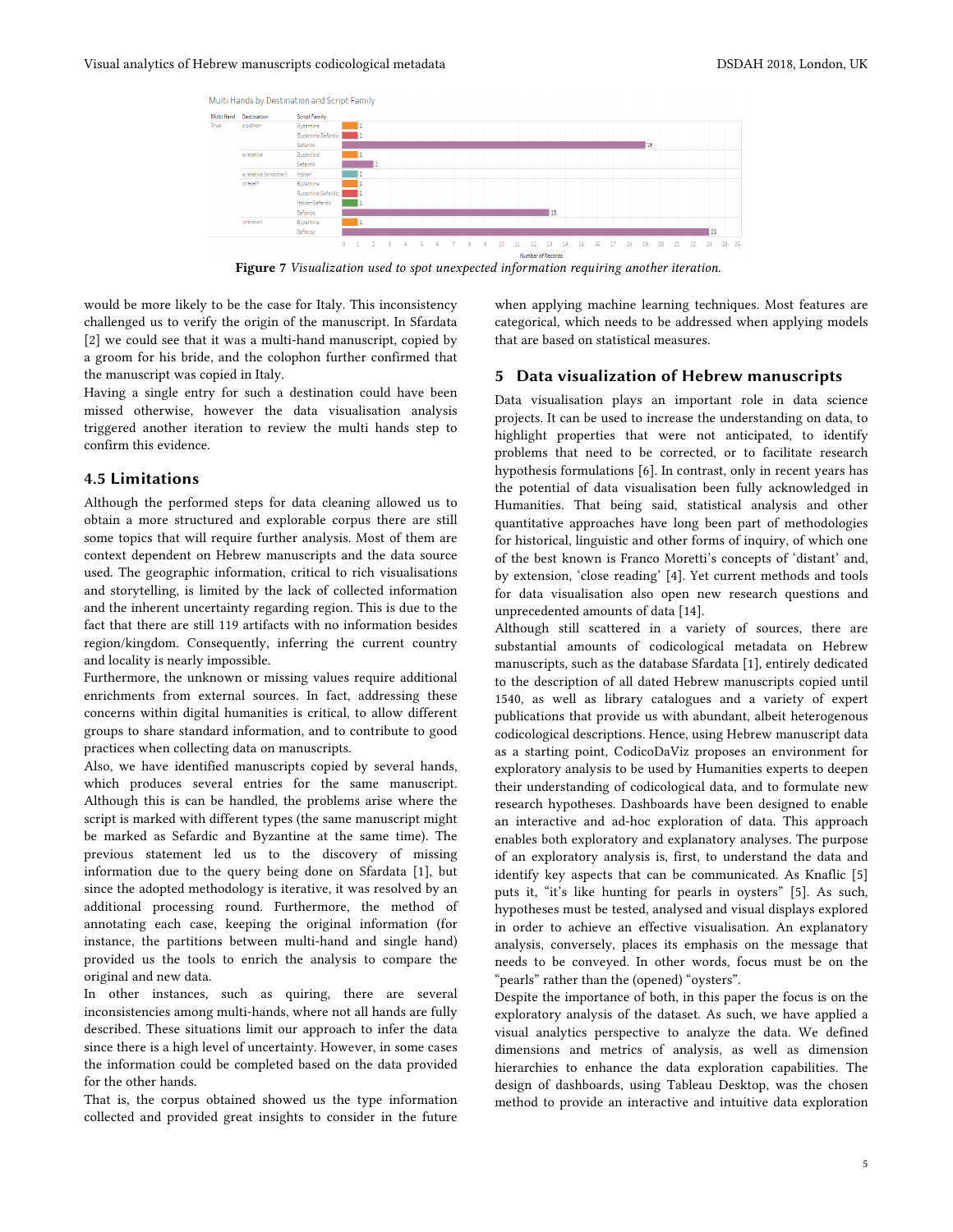**Figure 7** *Visualization used to spot unexpected information requiring another iteration.*

would be more likely to be the case for Italy. This inconsistency challenged us to verify the origin of the manuscript. In Sfardata [2] we could see that it was a multi-hand manuscript, copied by a groom for his bride, and the colophon further confirmed that the manuscript was copied in Italy.

Having a single entry for such a destination could have been missed otherwise, however the data visualisation analysis triggered another iteration to review the multi hands step to confirm this evidence.

### 4.5 Limitations

Although the performed steps for data cleaning allowed us to obtain a more structured and explorable corpus there are still some topics that will require further analysis. Most of them are context dependent on Hebrew manuscripts and the data source used. The geographic information, critical to rich visualisations and storytelling, is limited by the lack of collected information and the inherent uncertainty regarding region. This is due to the fact that there are still 119 artifacts with no information besides region/kingdom. Consequently, inferring the current country and locality is nearly impossible.

Furthermore, the unknown or missing values require additional enrichments from external sources. In fact, addressing these concerns within digital humanities is critical, to allow different groups to share standard information, and to contribute to good practices when collecting data on manuscripts.

Also, we have identified manuscripts copied by several hands, which produces several entries for the same manuscript. Although this is can be handled, the problems arise where the script is marked with different types (the same manuscript might be marked as Sefardic and Byzantine at the same time). The previous statement led us to the discovery of missing information due to the query being done on Sfardata [1], but since the adopted methodology is iterative, it was resolved by an additional processing round. Furthermore, the method of annotating each case, keeping the original information (for instance, the partitions between multi-hand and single hand) provided us the tools to enrich the analysis to compare the original and new data.

In other instances, such as quiring, there are several inconsistencies among multi-hands, where not all hands are fully described. These situations limit our approach to infer the data since there is a high level of uncertainty. However, in some cases the information could be completed based on the data provided for the other hands.

That is, the corpus obtained showed us the type information collected and provided great insights to consider in the future when applying machine learning techniques. Most features are categorical, which needs to be addressed when applying models that are based on statistical measures.

## 5 Data visualization of Hebrew manuscripts

Data visualisation plays an important role in data science projects. It can be used to increase the understanding on data, to highlight properties that were not anticipated, to identify problems that need to be corrected, or to facilitate research hypothesis formulations [6]. In contrast, only in recent years has the potential of data visualisation been fully acknowledged in Humanities. That being said, statistical analysis and other quantitative approaches have long been part of methodologies for historical, linguistic and other forms of inquiry, of which one of the best known is Franco Moretti's concepts of 'distant' and, by extension, 'close reading' [4]. Yet current methods and tools for data visualisation also open new research questions and unprecedented amounts of data [14].

Although still scattered in a variety of sources, there are substantial amounts of codicological metadata on Hebrew manuscripts, such as the database Sfardata [1], entirely dedicated to the description of all dated Hebrew manuscripts copied until 1540, as well as library catalogues and a variety of expert publications that provide us with abundant, albeit heterogenous codicological descriptions. Hence, using Hebrew manuscript data as a starting point, CodicoDaViz proposes an environment for exploratory analysis to be used by Humanities experts to deepen their understanding of codicological data, and to formulate new research hypotheses. Dashboards have been designed to enable an interactive and ad-hoc exploration of data. This approach enables both exploratory and explanatory analyses. The purpose of an exploratory analysis is, first, to understand the data and identify key aspects that can be communicated. As Knaflic [5] puts it, "it's like hunting for pearls in oysters" [5]. As such, hypotheses must be tested, analysed and visual displays explored in order to achieve an effective visualisation. An explanatory analysis, conversely, places its emphasis on the message that needs to be conveyed. In other words, focus must be on the "pearls" rather than the (opened) "oysters".

Despite the importance of both, in this paper the focus is on the exploratory analysis of the dataset. As such, we have applied a visual analytics perspective to analyze the data. We defined dimensions and metrics of analysis, as well as dimension hierarchies to enhance the data exploration capabilities. The design of dashboards, using Tableau Desktop, was the chosen method to provide an interactive and intuitive data exploration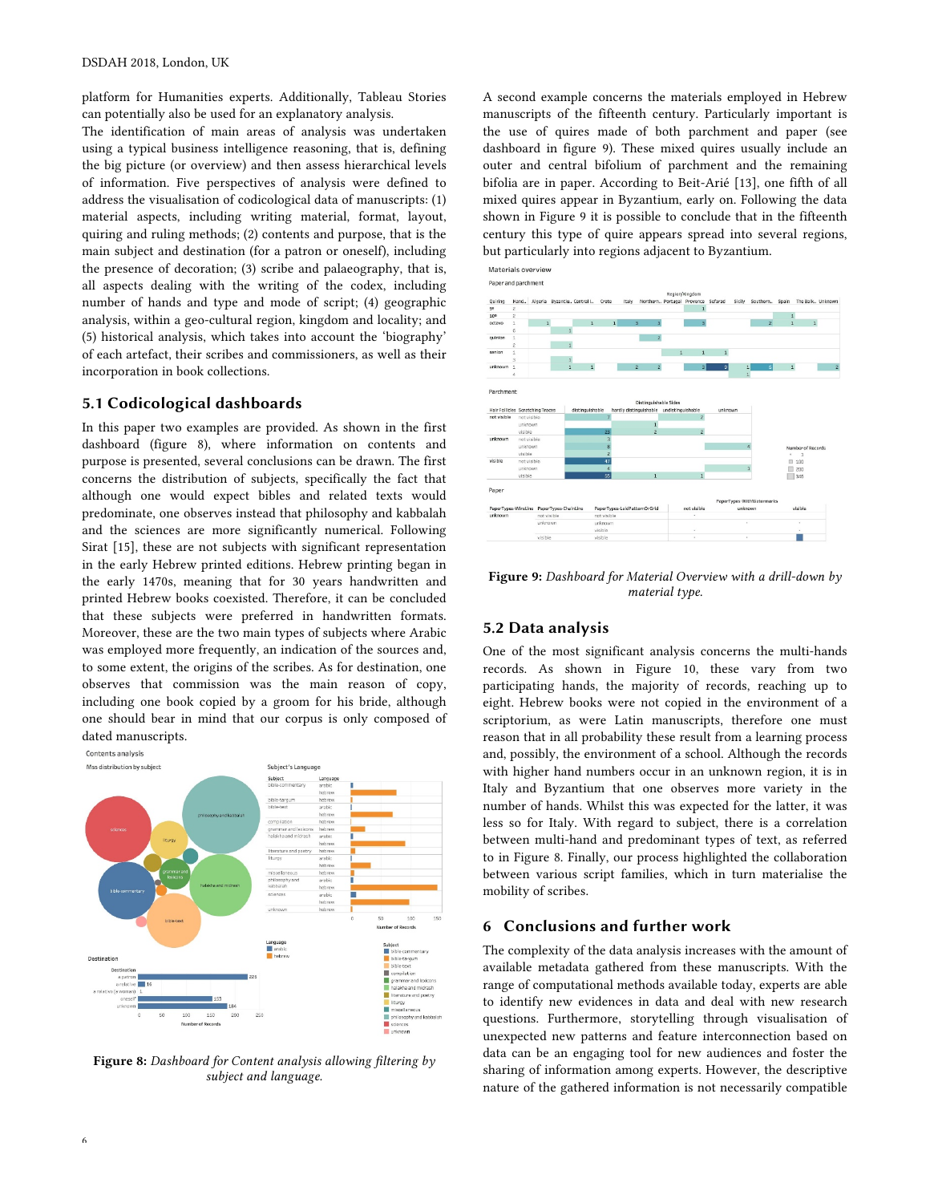platform for Humanities experts. Additionally, Tableau Stories can potentially also be used for an explanatory analysis.

The identification of main areas of analysis was undertaken using a typical business intelligence reasoning, that is, defining the big picture (or overview) and then assess hierarchical levels of information. Five perspectives of analysis were defined to address the visualisation of codicological data of manuscripts: (1) material aspects, including writing material, format, layout, quiring and ruling methods; (2) contents and purpose, that is the main subject and destination (for a patron or oneself), including the presence of decoration; (3) scribe and palaeography, that is, all aspects dealing with the writing of the codex, including number of hands and type and mode of script; (4) geographic analysis, within a geo-cultural region, kingdom and locality; and (5) historical analysis, which takes into account the 'biography' of each artefact, their scribes and commissioners, as well as their incorporation in book collections.

## 5.1 Codicological dashboards

In this paper two examples are provided. As shown in the first dashboard (figure 8), where information on contents and purpose is presented, several conclusions can be drawn. The first concerns the distribution of subjects, specifically the fact that although one would expect bibles and related texts would predominate, one observes instead that philosophy and kabbalah and the sciences are more significantly numerical. Following Sirat [15], these are not subjects with significant representation in the early Hebrew printed editions. Hebrew printing began in the early 1470s, meaning that for 30 years handwritten and printed Hebrew books coexisted. Therefore, it can be concluded that these subjects were preferred in handwritten formats. Moreover, these are the two main types of subjects where Arabic was employed more frequently, an indication of the sources and, to some extent, the origins of the scribes. As for destination, one observes that commission was the main reason of copy, including one book copied by a groom for his bride, although one should bear in mind that our corpus is only composed of dated manuscripts.

**Figure 8:** *Dashboard for Content analysis allowing filtering by subject and language.*

A second example concerns the materials employed in Hebrew manuscripts of the fifteenth century. Particularly important is the use of quires made of both parchment and paper (see dashboard in figure 9). These mixed quires usually include an outer and central bifolium of parchment and the remaining bifolia are in paper. According to Beit-Arié [13], one fifth of all mixed quires appear in Byzantium, early on. Following the data shown in Figure 9 it is possible to conclude that in the fifteenth century this type of quire appears spread into several regions, but particularly into regions adjacent to Byzantium.

**Figure 9:** *Dashboard for Material Overview with a drill-down by material type.*

## 5.2 Data analysis

One of the most significant analysis concerns the multi-hands records. As shown in Figure 10, these vary from two participating hands, the majority of records, reaching up to eight. Hebrew books were not copied in the environment of a scriptorium, as were Latin manuscripts, therefore one must reason that in all probability these result from a learning process and, possibly, the environment of a school. Although the records with higher hand numbers occur in an unknown region, it is in Italy and Byzantium that one observes more variety in the number of hands. Whilst this was expected for the latter, it was less so for Italy. With regard to subject, there is a correlation between multi-hand and predominant types of text, as referred to in Figure 8. Finally, our process highlighted the collaboration between various script families, which in turn materialise the mobility of scribes.

# 6 Conclusions and further work

The complexity of the data analysis increases with the amount of available metadata gathered from these manuscripts. With the range of computational methods available today, experts are able to identify new evidences in data and deal with new research questions. Furthermore, storytelling through visualisation of unexpected new patterns and feature interconnection based on data can be an engaging tool for new audiences and foster the sharing of information among experts. However, the descriptive nature of the gathered information is not necessarily compatible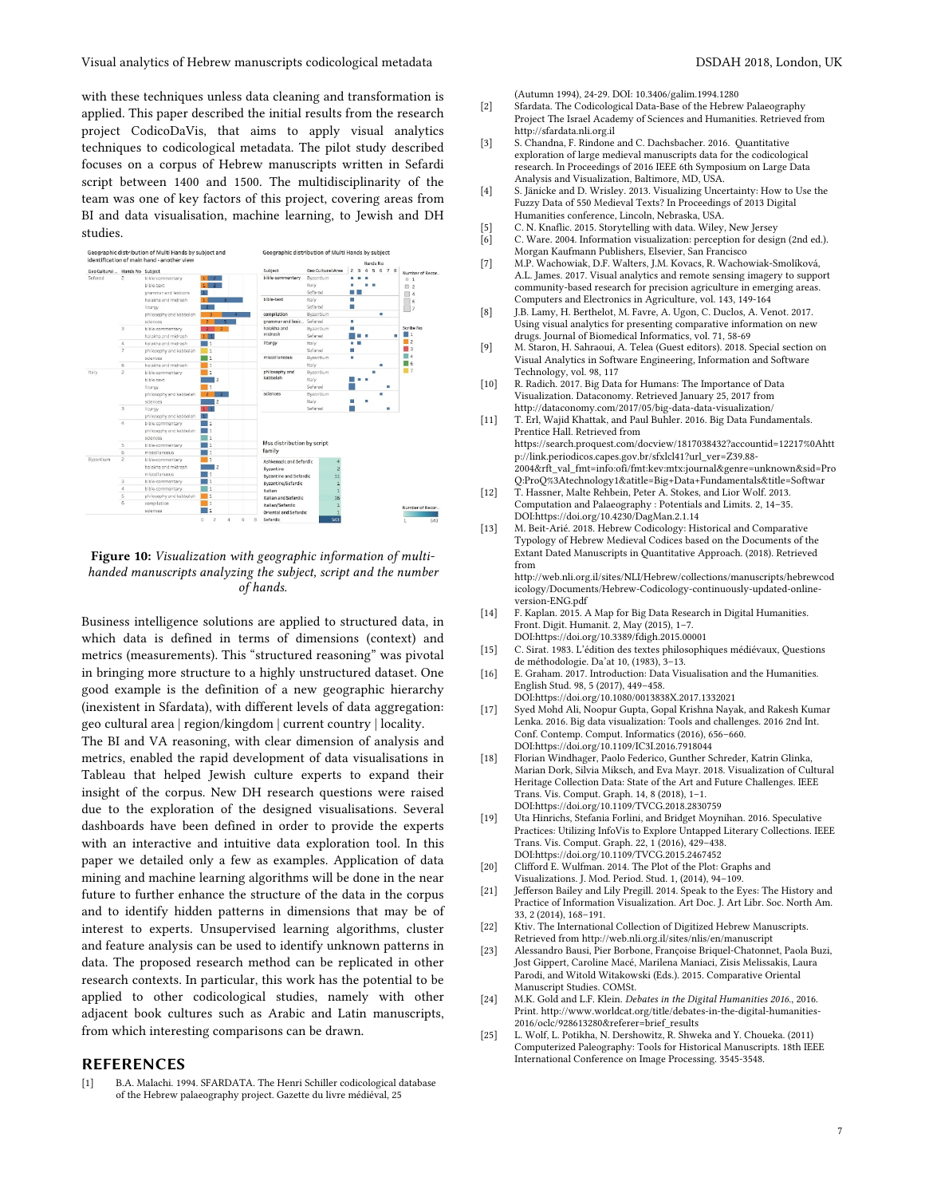with these techniques unless data cleaning and transformation is applied. This paper described the initial results from the research project CodicoDaVis, that aims to apply visual analytics techniques to codicological metadata. The pilot study described focuses on a corpus of Hebrew manuscripts written in Sefardi script between 1400 and 1500. The multidisciplinarity of the team was one of key factors of this project, covering areas from BI and data visualisation, machine learning, to Jewish and DH studies.

**Figure 10:** *Visualization with geographic information of multi-handed manuscripts analyzing the subject, script and the number of hands.*

Business intelligence solutions are applied to structured data, in which data is defined in terms of dimensions (context) and metrics (measurements). This "structured reasoning" was pivotal in bringing more structure to a highly unstructured dataset. One good example is the definition of a new geographic hierarchy (inexistent in Sfardata), with different levels of data aggregation: geo cultural area | region/kingdom | current country | locality.
The BI and VA reasoning, with clear dimension of analysis and metrics, enabled the rapid development of data visualisations in Tableau that helped Jewish culture experts to expand their insight of the corpus. New DH research questions were raised due to the exploration of the designed visualisations. Several dashboards have been defined in order to provide the experts with an interactive and intuitive data exploration tool. In this paper we detailed only a few as examples. Application of data mining and machine learning algorithms will be done in the near future to further enhance the structure of the data in the corpus and to identify hidden patterns in dimensions that may be of interest to experts. Unsupervised learning algorithms, cluster and feature analysis can be used to identify unknown patterns in data. The proposed research method can be replicated in other research contexts. In particular, this work has the potential to be applied to other codicological studies, namely with other adjacent book cultures such as Arabic and Latin manuscripts, from which interesting comparisons can be drawn.

## REFERENCES

[1] B.A. Malachi. 1994. SFARDATA. The Henri Schiller codicological database of the Hebrew palaeography project. Gazette du livre médiéval, 25 (Autumn 1994), 24-29. DOI: 10.3406/galim.1994.1280

[2] Sfardata. The Codicological Data-Base of the Hebrew Palaeography Project The Israel Academy of Sciences and Humanities. Retrieved from http://sfardata.nli.org.il

[3] S. Chandna, F. Rindone and C. Dachsbacher. 2016. Quantitative exploration of large medieval manuscripts data for the codicological research. In Proceedings of 2016 IEEE 6th Symposium on Large Data Analysis and Visualization, Baltimore, MD, USA.

[4] S. Jänicke and D. Wrisley. 2013. Visualizing Uncertainty: How to Use the Fuzzy Data of 550 Medieval Texts? In Proceedings of 2013 Digital Humanities conference, Lincoln, Nebraska, USA.

[5] C. N. Knaflic. 2015. Storytelling with data. Wiley, New Jersey

[6] C. Ware. 2004. Information visualization: perception for design (2nd ed.). Morgan Kaufmann Publishers, Elsevier, San Francisco

[7] M.P. Wachowiak, D.F. Walters, J.M. Kovacs, R. Wachowiak-Smolíková, A.L. James. 2017. Visual analytics and remote sensing imagery to support community-based research for precision agriculture in emerging areas. Computers and Electronics in Agriculture, vol. 143, 149-164

[8] J.B. Lamy, H. Berthelot, M. Favre, A. Ugon, C. Duclos, A. Venot. 2017. Using visual analytics for presenting comparative information on new drugs. Journal of Biomedical Informatics, vol. 71, 58-69

[9] M. Staron, H. Sahraoui, A. Telea (Guest editors). 2018. Special section on Visual Analytics in Software Engineering, Information and Software Technology, vol. 98, 117

[10] R. Radich. 2017. Big Data for Humans: The Importance of Data Visualization. Dataconomy. Retrieved January 25, 2017 from http://dataconomy.com/2017/05/big-data-visualization/

[11] T. Erl, Wajid Khattak, and Paul Buhler. 2016. Big Data Fundamentals. Prentice Hall. Retrieved from https://search.proquest.com/docview/1817038432?accountid=12217%0Ahttp://link.periodicos.capes.gov.br/sfxlcl41?url_ver=Z39.88-2004&rft_val_fmt=info:ofi/fmt:kev:mtx:journal&genre=unknown&sid=ProQ:ProQ%3Atechnology1&atitle=Big+Data+Fundamentals&title=Softwar

[12] T. Hassner, Malte Rehbein, Peter A. Stokes, and Lior Wolf. 2013. Computation and Palaeography : Potentials and Limits. 2, 14–35. DOI:https://doi.org/10.4230/DagMan.2.1.14

[13] M. Beit-Arié. 2018. Hebrew Codicology: Historical and Comparative Typology of Hebrew Medieval Codices based on the Documents of the Extant Dated Manuscripts in Quantitative Approach. (2018). Retrieved from http://web.nli.org.il/sites/NLI/Hebrew/collections/manuscripts/hebrewcodicology/Documents/Hebrew-Codicology-continuously-updated-online-version-ENG.pdf

[14] F. Kaplan. 2015. A Map for Big Data Research in Digital Humanities. Front. Digit. Humanit. 2, May (2015), 1–7. DOI:https://doi.org/10.3389/fdigh.2015.00001

[15] C. Sirat. 1983. L'édition des textes philosophiques médiévaux, Questions de méthodologie. Da'at 10, (1983), 3–13.

[16] E. Graham. 2017. Introduction: Data Visualisation and the Humanities. English Stud. 98, 5 (2017), 449–458. DOI:https://doi.org/10.1080/0013838X.2017.1332021

[17] Syed Mohd Ali, Noopur Gupta, Gopal Krishna Nayak, and Rakesh Kumar Lenka. 2016. Big data visualization: Tools and challenges. 2016 2nd Int. Conf. Contemp. Comput. Informatics (2016), 656–660. DOI:https://doi.org/10.1109/IC3I.2016.7918044

[18] Florian Windhager, Paolo Federico, Gunther Schreder, Katrin Glinka, Marian Dork, Silvia Miksch, and Eva Mayr. 2018. Visualization of Cultural Heritage Collection Data: State of the Art and Future Challenges. IEEE Trans. Vis. Comput. Graph. 14, 8 (2018), 1–1. DOI:https://doi.org/10.1109/TVCG.2018.2830759

[19] Uta Hinrichs, Stefania Forlini, and Bridget Moynihan. 2016. Speculative Practices: Utilizing InfoVis to Explore Untapped Literary Collections. IEEE Trans. Vis. Comput. Graph. 22, 1 (2016), 429–438. DOI:https://doi.org/10.1109/TVCG.2015.2467452

[20] Clifford E. Wulfman. 2014. The Plot of the Plot: Graphs and Visualizations. J. Mod. Period. Stud. 1, (2014), 94–109.

[21] Jefferson Bailey and Lily Pregill. 2014. Speak to the Eyes: The History and Practice of Information Visualization. Art Doc. J. Art Libr. Soc. North Am. 33, 2 (2014), 168–191.

[22] Ktiv. The International Collection of Digitized Hebrew Manuscripts. Retrieved from http://web.nli.org.il/sites/nlis/en/manuscript

[23] Alessandro Bausi, Pier Borbone, Françoise Briquel-Chatonnet, Paola Buzi, Jost Gippert, Caroline Macé, Marilena Maniaci, Zisis Melissakis, Laura Parodi, and Witold Witakowski (Eds.). 2015. Comparative Oriental Manuscript Studies. COMSt.

[24] M.K. Gold and L.F. Klein. *Debates in the Digital Humanities 2016.*, 2016. Print. http://www.worldcat.org/title/debates-in-the-digital-humanities-2016/oclc/928613280&referer=brief_results

[25] L. Wolf, L. Potikha, N. Dershowitz, R. Shweka and Y. Choueka. (2011) Computerized Paleography: Tools for Historical Manuscripts. 18th IEEE International Conference on Image Processing. 3545-3548.